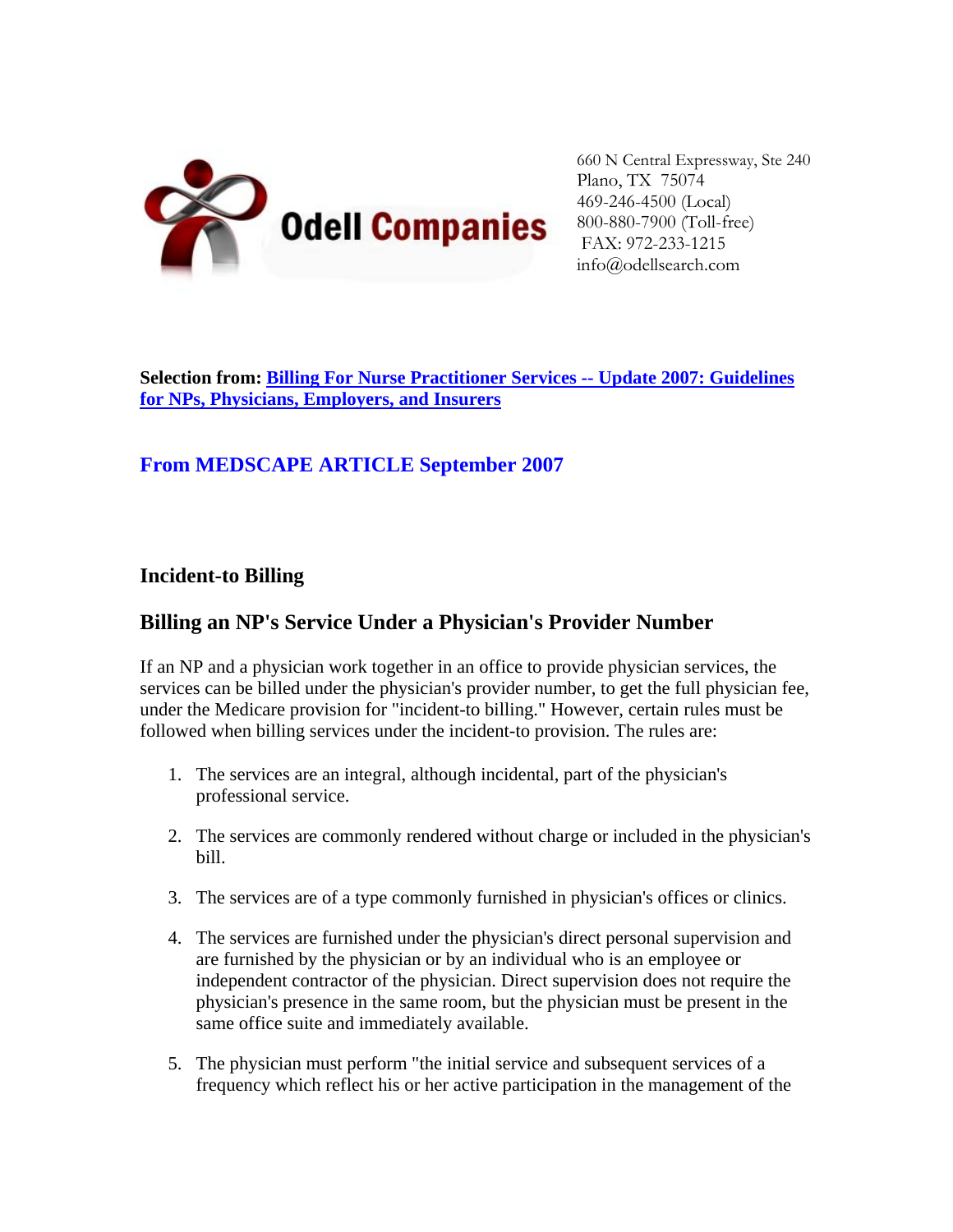**Odell Companies**

660 N Central Expressway, Ste 240
Plano, TX 75074
469-246-4500 (Local)
800-880-7900 (Toll-free)
FAX: 972-233-1215
info@odellsearch.com

**Selection from: Billing For Nurse Practitioner Services -- Update 2007: Guidelines for NPs, Physicians, Employers, and Insurers**

## From MEDSCAPE ARTICLE September 2007

### Incident-to Billing

### Billing an NP's Service Under a Physician's Provider Number

If an NP and a physician work together in an office to provide physician services, the services can be billed under the physician's provider number, to get the full physician fee, under the Medicare provision for "incident-to billing." However, certain rules must be followed when billing services under the incident-to provision. The rules are:

1. The services are an integral, although incidental, part of the physician's professional service.
2. The services are commonly rendered without charge or included in the physician's bill.
3. The services are of a type commonly furnished in physician's offices or clinics.
4. The services are furnished under the physician's direct personal supervision and are furnished by the physician or by an individual who is an employee or independent contractor of the physician. Direct supervision does not require the physician's presence in the same room, but the physician must be present in the same office suite and immediately available.
5. The physician must perform "the initial service and subsequent services of a frequency which reflect his or her active participation in the management of the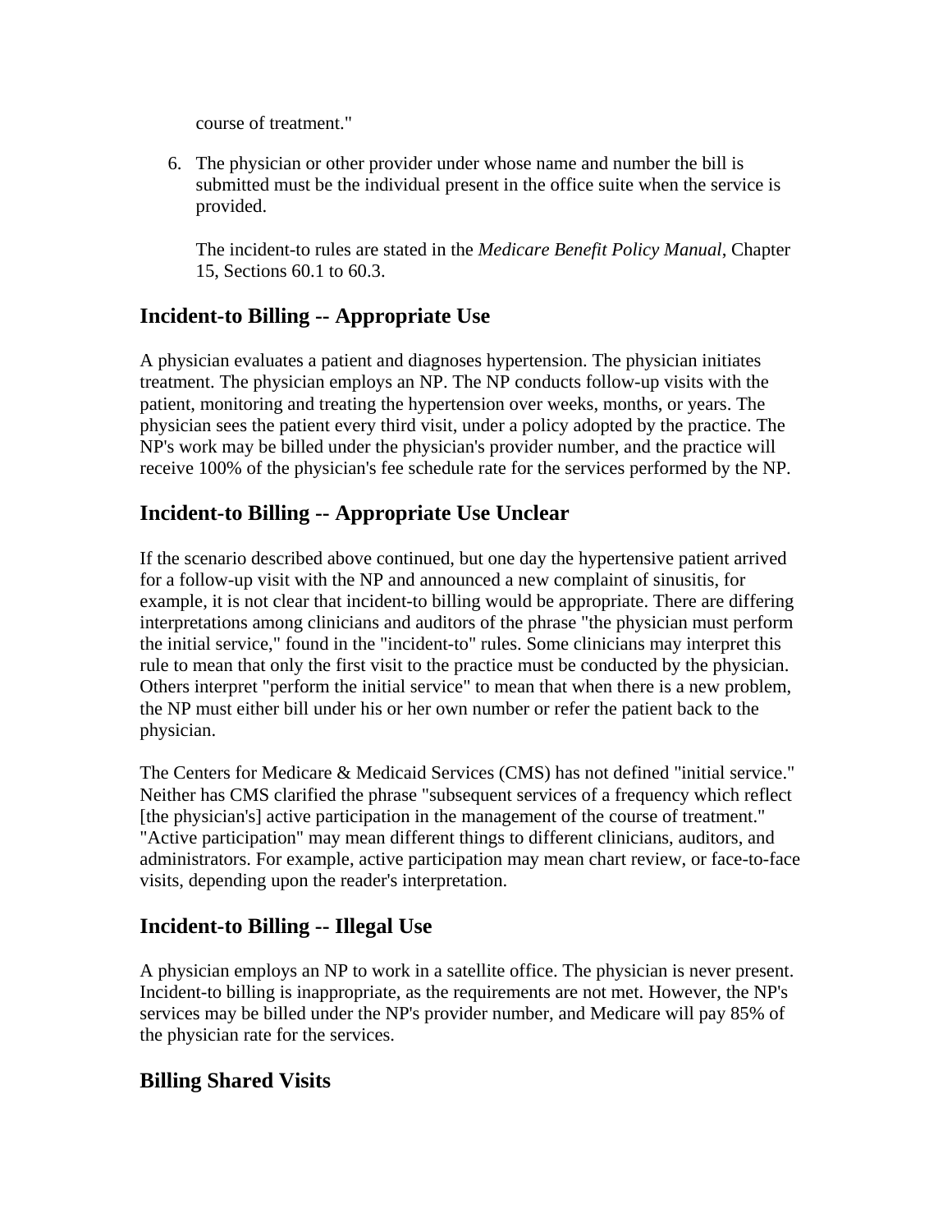course of treatment."

6. The physician or other provider under whose name and number the bill is submitted must be the individual present in the office suite when the service is provided.

   The incident-to rules are stated in the *Medicare Benefit Policy Manual*, Chapter 15, Sections 60.1 to 60.3.

## Incident-to Billing -- Appropriate Use

A physician evaluates a patient and diagnoses hypertension. The physician initiates treatment. The physician employs an NP. The NP conducts follow-up visits with the patient, monitoring and treating the hypertension over weeks, months, or years. The physician sees the patient every third visit, under a policy adopted by the practice. The NP's work may be billed under the physician's provider number, and the practice will receive 100% of the physician's fee schedule rate for the services performed by the NP.

## Incident-to Billing -- Appropriate Use Unclear

If the scenario described above continued, but one day the hypertensive patient arrived for a follow-up visit with the NP and announced a new complaint of sinusitis, for example, it is not clear that incident-to billing would be appropriate. There are differing interpretations among clinicians and auditors of the phrase "the physician must perform the initial service," found in the "incident-to" rules. Some clinicians may interpret this rule to mean that only the first visit to the practice must be conducted by the physician. Others interpret "perform the initial service" to mean that when there is a new problem, the NP must either bill under his or her own number or refer the patient back to the physician.

The Centers for Medicare & Medicaid Services (CMS) has not defined "initial service." Neither has CMS clarified the phrase "subsequent services of a frequency which reflect [the physician's] active participation in the management of the course of treatment." "Active participation" may mean different things to different clinicians, auditors, and administrators. For example, active participation may mean chart review, or face-to-face visits, depending upon the reader's interpretation.

## Incident-to Billing -- Illegal Use

A physician employs an NP to work in a satellite office. The physician is never present. Incident-to billing is inappropriate, as the requirements are not met. However, the NP's services may be billed under the NP's provider number, and Medicare will pay 85% of the physician rate for the services.

## Billing Shared Visits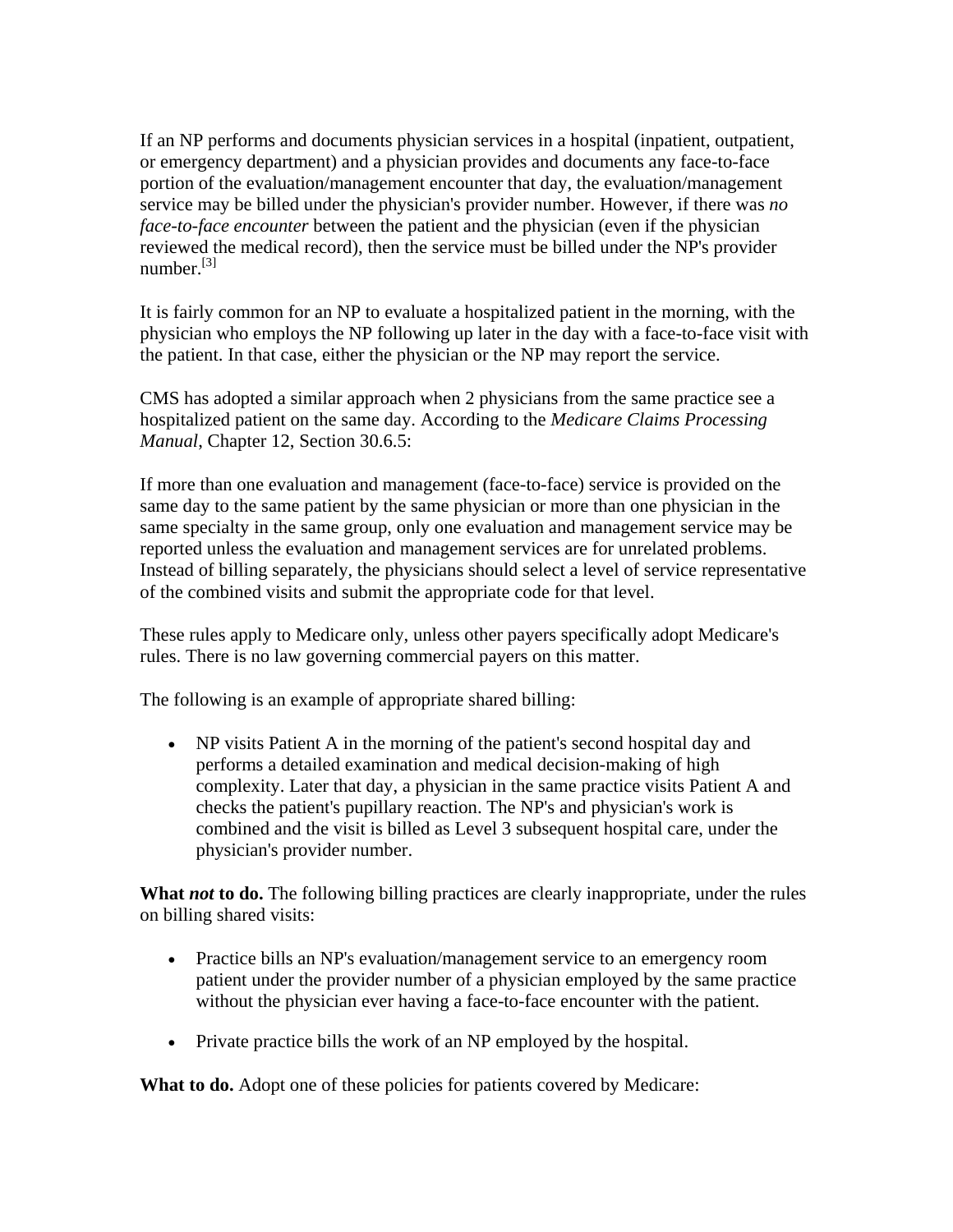If an NP performs and documents physician services in a hospital (inpatient, outpatient, or emergency department) and a physician provides and documents any face-to-face portion of the evaluation/management encounter that day, the evaluation/management service may be billed under the physician's provider number. However, if there was *no face-to-face encounter* between the patient and the physician (even if the physician reviewed the medical record), then the service must be billed under the NP's provider number.[3]

It is fairly common for an NP to evaluate a hospitalized patient in the morning, with the physician who employs the NP following up later in the day with a face-to-face visit with the patient. In that case, either the physician or the NP may report the service.

CMS has adopted a similar approach when 2 physicians from the same practice see a hospitalized patient on the same day. According to the *Medicare Claims Processing Manual*, Chapter 12, Section 30.6.5:

If more than one evaluation and management (face-to-face) service is provided on the same day to the same patient by the same physician or more than one physician in the same specialty in the same group, only one evaluation and management service may be reported unless the evaluation and management services are for unrelated problems. Instead of billing separately, the physicians should select a level of service representative of the combined visits and submit the appropriate code for that level.

These rules apply to Medicare only, unless other payers specifically adopt Medicare's rules. There is no law governing commercial payers on this matter.

The following is an example of appropriate shared billing:

- NP visits Patient A in the morning of the patient's second hospital day and performs a detailed examination and medical decision-making of high complexity. Later that day, a physician in the same practice visits Patient A and checks the patient's pupillary reaction. The NP's and physician's work is combined and the visit is billed as Level 3 subsequent hospital care, under the physician's provider number.

**What *not* to do.** The following billing practices are clearly inappropriate, under the rules on billing shared visits:

- Practice bills an NP's evaluation/management service to an emergency room patient under the provider number of a physician employed by the same practice without the physician ever having a face-to-face encounter with the patient.

- Private practice bills the work of an NP employed by the hospital.

**What to do.** Adopt one of these policies for patients covered by Medicare: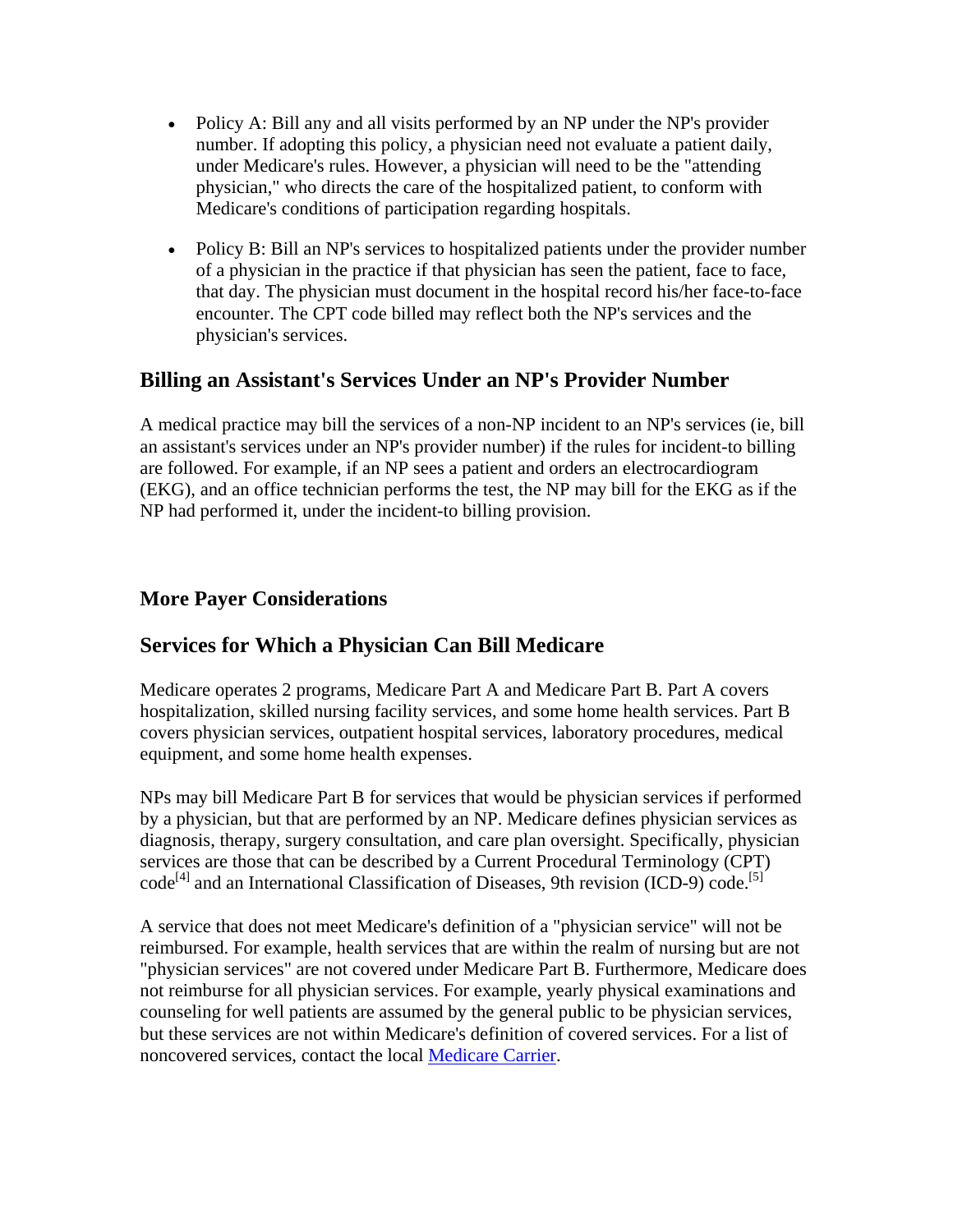- Policy A: Bill any and all visits performed by an NP under the NP's provider number. If adopting this policy, a physician need not evaluate a patient daily, under Medicare's rules. However, a physician will need to be the "attending physician," who directs the care of the hospitalized patient, to conform with Medicare's conditions of participation regarding hospitals.

- Policy B: Bill an NP's services to hospitalized patients under the provider number of a physician in the practice if that physician has seen the patient, face to face, that day. The physician must document in the hospital record his/her face-to-face encounter. The CPT code billed may reflect both the NP's services and the physician's services.

## Billing an Assistant's Services Under an NP's Provider Number

A medical practice may bill the services of a non-NP incident to an NP's services (ie, bill an assistant's services under an NP's provider number) if the rules for incident-to billing are followed. For example, if an NP sees a patient and orders an electrocardiogram (EKG), and an office technician performs the test, the NP may bill for the EKG as if the NP had performed it, under the incident-to billing provision.

## More Payer Considerations

## Services for Which a Physician Can Bill Medicare

Medicare operates 2 programs, Medicare Part A and Medicare Part B. Part A covers hospitalization, skilled nursing facility services, and some home health services. Part B covers physician services, outpatient hospital services, laboratory procedures, medical equipment, and some home health expenses.

NPs may bill Medicare Part B for services that would be physician services if performed by a physician, but that are performed by an NP. Medicare defines physician services as diagnosis, therapy, surgery consultation, and care plan oversight. Specifically, physician services are those that can be described by a Current Procedural Terminology (CPT) code[4] and an International Classification of Diseases, 9th revision (ICD-9) code.[5]

A service that does not meet Medicare's definition of a "physician service" will not be reimbursed. For example, health services that are within the realm of nursing but are not "physician services" are not covered under Medicare Part B. Furthermore, Medicare does not reimburse for all physician services. For example, yearly physical examinations and counseling for well patients are assumed by the general public to be physician services, but these services are not within Medicare's definition of covered services. For a list of noncovered services, contact the local Medicare Carrier.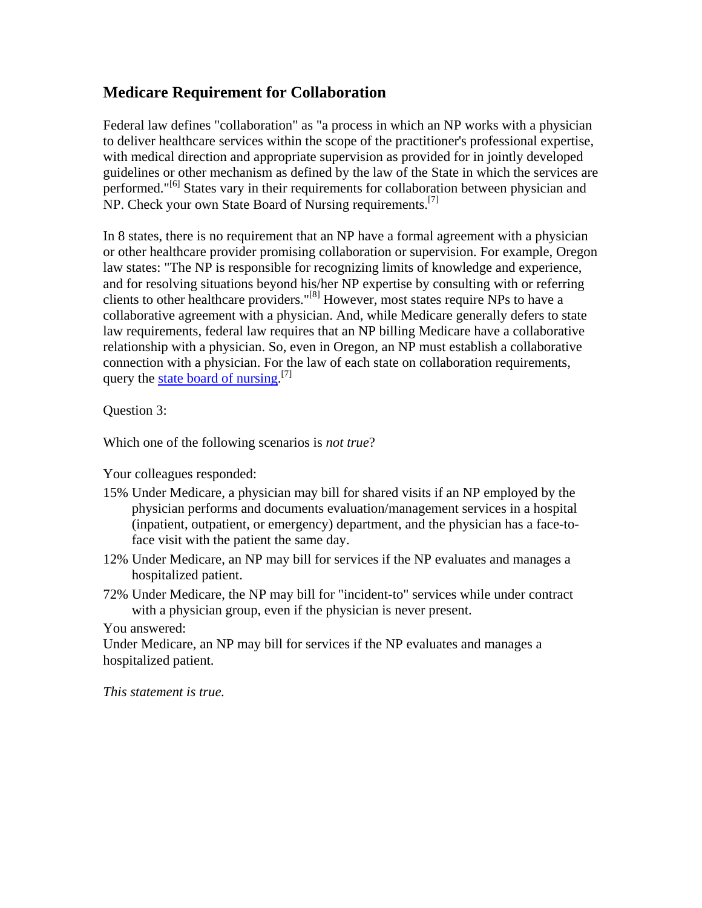## Medicare Requirement for Collaboration

Federal law defines "collaboration" as "a process in which an NP works with a physician to deliver healthcare services within the scope of the practitioner's professional expertise, with medical direction and appropriate supervision as provided for in jointly developed guidelines or other mechanism as defined by the law of the State in which the services are performed."[6] States vary in their requirements for collaboration between physician and NP. Check your own State Board of Nursing requirements.[7]

In 8 states, there is no requirement that an NP have a formal agreement with a physician or other healthcare provider promising collaboration or supervision. For example, Oregon law states: "The NP is responsible for recognizing limits of knowledge and experience, and for resolving situations beyond his/her NP expertise by consulting with or referring clients to other healthcare providers."[8] However, most states require NPs to have a collaborative agreement with a physician. And, while Medicare generally defers to state law requirements, federal law requires that an NP billing Medicare have a collaborative relationship with a physician. So, even in Oregon, an NP must establish a collaborative connection with a physician. For the law of each state on collaboration requirements, query the state board of nursing.[7]

Question 3:

Which one of the following scenarios is *not true*?

Your colleagues responded:

- 15% Under Medicare, a physician may bill for shared visits if an NP employed by the physician performs and documents evaluation/management services in a hospital (inpatient, outpatient, or emergency) department, and the physician has a face-to-face visit with the patient the same day.
- 12% Under Medicare, an NP may bill for services if the NP evaluates and manages a hospitalized patient.
- 72% Under Medicare, the NP may bill for "incident-to" services while under contract with a physician group, even if the physician is never present.

You answered:
Under Medicare, an NP may bill for services if the NP evaluates and manages a hospitalized patient.

*This statement is true.*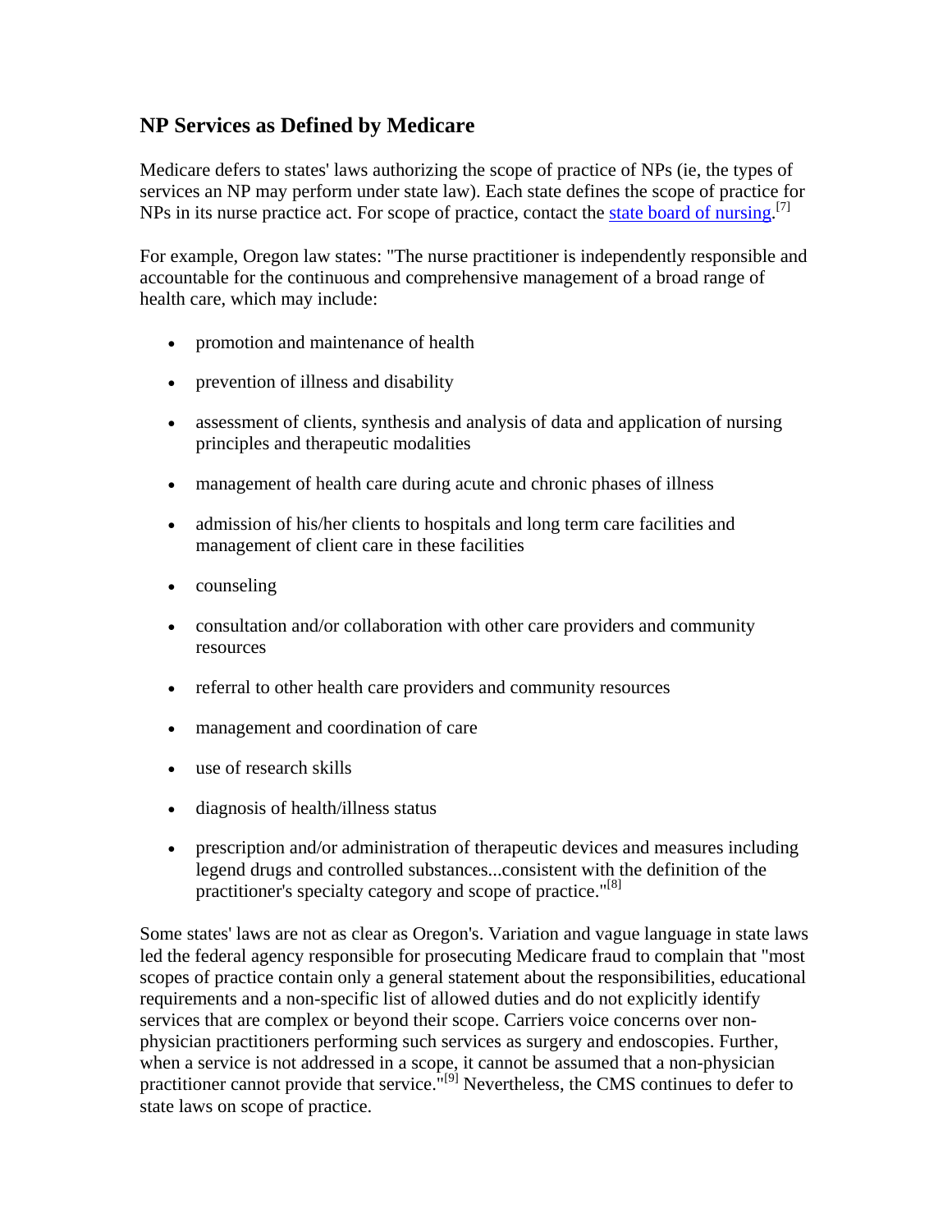## NP Services as Defined by Medicare

Medicare defers to states' laws authorizing the scope of practice of NPs (ie, the types of services an NP may perform under state law). Each state defines the scope of practice for NPs in its nurse practice act. For scope of practice, contact the state board of nursing.[7]

For example, Oregon law states: "The nurse practitioner is independently responsible and accountable for the continuous and comprehensive management of a broad range of health care, which may include:

- promotion and maintenance of health
- prevention of illness and disability
- assessment of clients, synthesis and analysis of data and application of nursing principles and therapeutic modalities
- management of health care during acute and chronic phases of illness
- admission of his/her clients to hospitals and long term care facilities and management of client care in these facilities
- counseling
- consultation and/or collaboration with other care providers and community resources
- referral to other health care providers and community resources
- management and coordination of care
- use of research skills
- diagnosis of health/illness status
- prescription and/or administration of therapeutic devices and measures including legend drugs and controlled substances...consistent with the definition of the practitioner's specialty category and scope of practice."[8]

Some states' laws are not as clear as Oregon's. Variation and vague language in state laws led the federal agency responsible for prosecuting Medicare fraud to complain that "most scopes of practice contain only a general statement about the responsibilities, educational requirements and a non-specific list of allowed duties and do not explicitly identify services that are complex or beyond their scope. Carriers voice concerns over non-physician practitioners performing such services as surgery and endoscopies. Further, when a service is not addressed in a scope, it cannot be assumed that a non-physician practitioner cannot provide that service."[9] Nevertheless, the CMS continues to defer to state laws on scope of practice.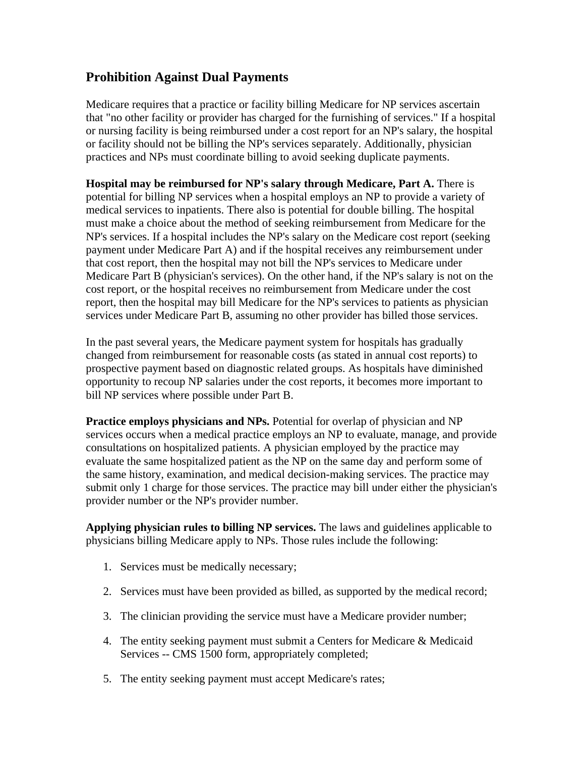## Prohibition Against Dual Payments

Medicare requires that a practice or facility billing Medicare for NP services ascertain that "no other facility or provider has charged for the furnishing of services." If a hospital or nursing facility is being reimbursed under a cost report for an NP's salary, the hospital or facility should not be billing the NP's services separately. Additionally, physician practices and NPs must coordinate billing to avoid seeking duplicate payments.

**Hospital may be reimbursed for NP's salary through Medicare, Part A.** There is potential for billing NP services when a hospital employs an NP to provide a variety of medical services to inpatients. There also is potential for double billing. The hospital must make a choice about the method of seeking reimbursement from Medicare for the NP's services. If a hospital includes the NP's salary on the Medicare cost report (seeking payment under Medicare Part A) and if the hospital receives any reimbursement under that cost report, then the hospital may not bill the NP's services to Medicare under Medicare Part B (physician's services). On the other hand, if the NP's salary is not on the cost report, or the hospital receives no reimbursement from Medicare under the cost report, then the hospital may bill Medicare for the NP's services to patients as physician services under Medicare Part B, assuming no other provider has billed those services.

In the past several years, the Medicare payment system for hospitals has gradually changed from reimbursement for reasonable costs (as stated in annual cost reports) to prospective payment based on diagnostic related groups. As hospitals have diminished opportunity to recoup NP salaries under the cost reports, it becomes more important to bill NP services where possible under Part B.

**Practice employs physicians and NPs.** Potential for overlap of physician and NP services occurs when a medical practice employs an NP to evaluate, manage, and provide consultations on hospitalized patients. A physician employed by the practice may evaluate the same hospitalized patient as the NP on the same day and perform some of the same history, examination, and medical decision-making services. The practice may submit only 1 charge for those services. The practice may bill under either the physician's provider number or the NP's provider number.

**Applying physician rules to billing NP services.** The laws and guidelines applicable to physicians billing Medicare apply to NPs. Those rules include the following:

1. Services must be medically necessary;
2. Services must have been provided as billed, as supported by the medical record;
3. The clinician providing the service must have a Medicare provider number;
4. The entity seeking payment must submit a Centers for Medicare & Medicaid Services -- CMS 1500 form, appropriately completed;
5. The entity seeking payment must accept Medicare's rates;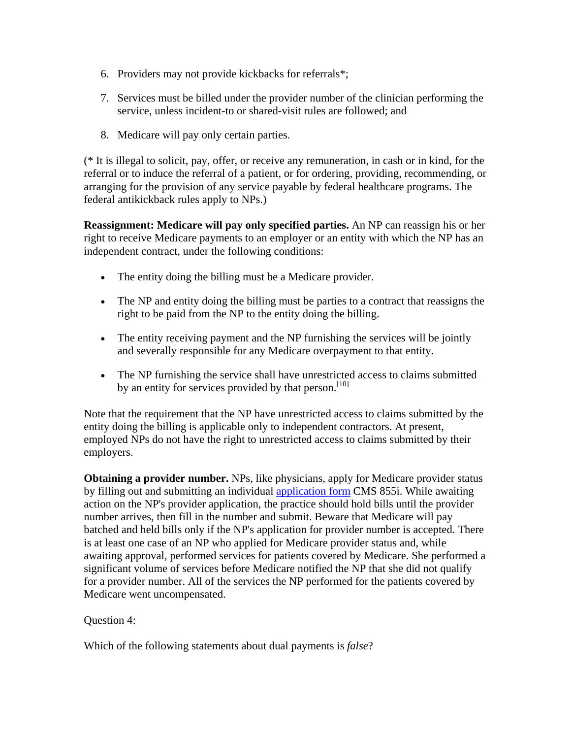6. Providers may not provide kickbacks for referrals*;
7. Services must be billed under the provider number of the clinician performing the service, unless incident-to or shared-visit rules are followed; and
8. Medicare will pay only certain parties.

(* It is illegal to solicit, pay, offer, or receive any remuneration, in cash or in kind, for the referral or to induce the referral of a patient, or for ordering, providing, recommending, or arranging for the provision of any service payable by federal healthcare programs. The federal antikickback rules apply to NPs.)

**Reassignment: Medicare will pay only specified parties.** An NP can reassign his or her right to receive Medicare payments to an employer or an entity with which the NP has an independent contract, under the following conditions:

- The entity doing the billing must be a Medicare provider.
- The NP and entity doing the billing must be parties to a contract that reassigns the right to be paid from the NP to the entity doing the billing.
- The entity receiving payment and the NP furnishing the services will be jointly and severally responsible for any Medicare overpayment to that entity.
- The NP furnishing the service shall have unrestricted access to claims submitted by an entity for services provided by that person.[10]

Note that the requirement that the NP have unrestricted access to claims submitted by the entity doing the billing is applicable only to independent contractors. At present, employed NPs do not have the right to unrestricted access to claims submitted by their employers.

**Obtaining a provider number.** NPs, like physicians, apply for Medicare provider status by filling out and submitting an individual application form CMS 855i. While awaiting action on the NP's provider application, the practice should hold bills until the provider number arrives, then fill in the number and submit. Beware that Medicare will pay batched and held bills only if the NP's application for provider number is accepted. There is at least one case of an NP who applied for Medicare provider status and, while awaiting approval, performed services for patients covered by Medicare. She performed a significant volume of services before Medicare notified the NP that she did not qualify for a provider number. All of the services the NP performed for the patients covered by Medicare went uncompensated.

Question 4:

Which of the following statements about dual payments is *false*?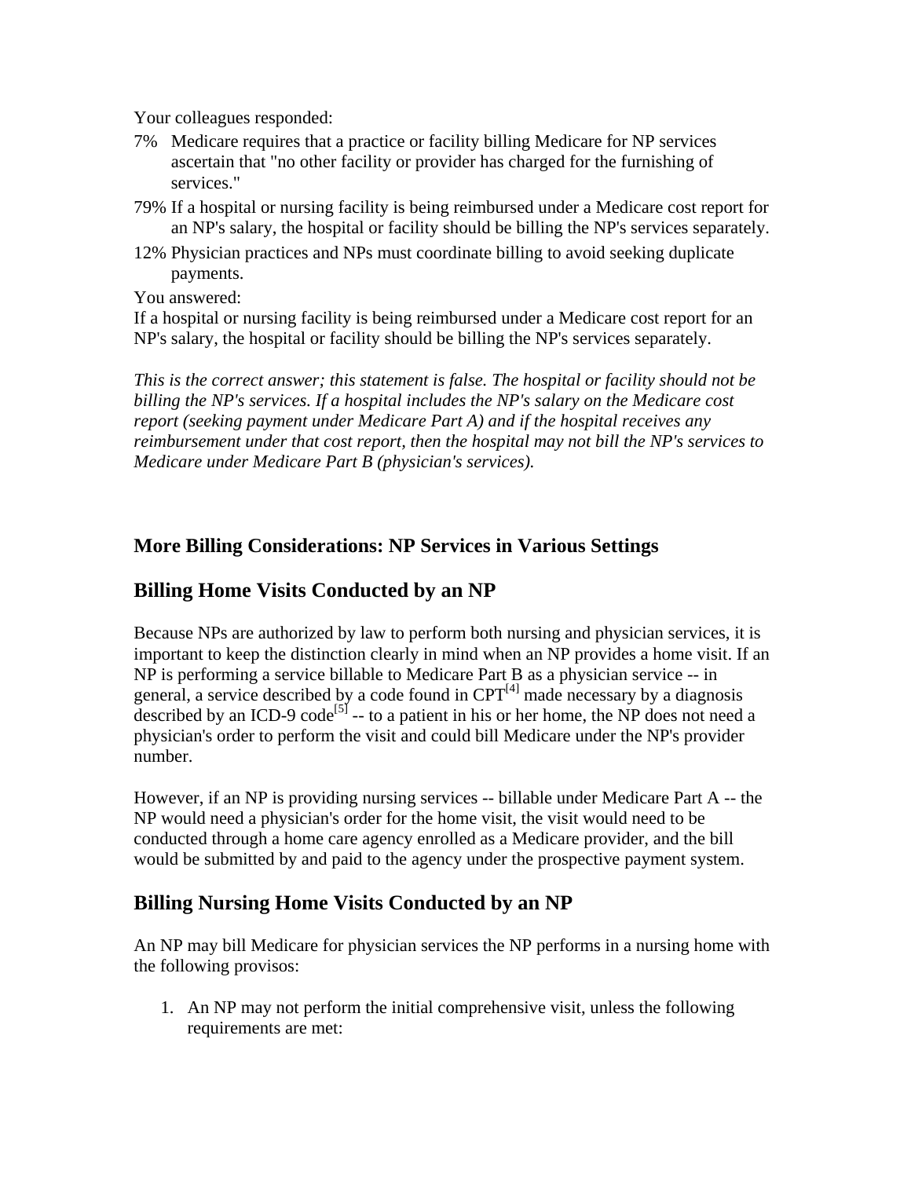Your colleagues responded:

7% Medicare requires that a practice or facility billing Medicare for NP services ascertain that "no other facility or provider has charged for the furnishing of services."

79% If a hospital or nursing facility is being reimbursed under a Medicare cost report for an NP's salary, the hospital or facility should be billing the NP's services separately.

12% Physician practices and NPs must coordinate billing to avoid seeking duplicate payments.

You answered:
If a hospital or nursing facility is being reimbursed under a Medicare cost report for an NP's salary, the hospital or facility should be billing the NP's services separately.

*This is the correct answer; this statement is false. The hospital or facility should not be billing the NP's services. If a hospital includes the NP's salary on the Medicare cost report (seeking payment under Medicare Part A) and if the hospital receives any reimbursement under that cost report, then the hospital may not bill the NP's services to Medicare under Medicare Part B (physician's services).*

### More Billing Considerations: NP Services in Various Settings

## Billing Home Visits Conducted by an NP

Because NPs are authorized by law to perform both nursing and physician services, it is important to keep the distinction clearly in mind when an NP provides a home visit. If an NP is performing a service billable to Medicare Part B as a physician service -- in general, a service described by a code found in CPT[4] made necessary by a diagnosis described by an ICD-9 code[5] -- to a patient in his or her home, the NP does not need a physician's order to perform the visit and could bill Medicare under the NP's provider number.

However, if an NP is providing nursing services -- billable under Medicare Part A -- the NP would need a physician's order for the home visit, the visit would need to be conducted through a home care agency enrolled as a Medicare provider, and the bill would be submitted by and paid to the agency under the prospective payment system.

## Billing Nursing Home Visits Conducted by an NP

An NP may bill Medicare for physician services the NP performs in a nursing home with the following provisos:

1. An NP may not perform the initial comprehensive visit, unless the following requirements are met: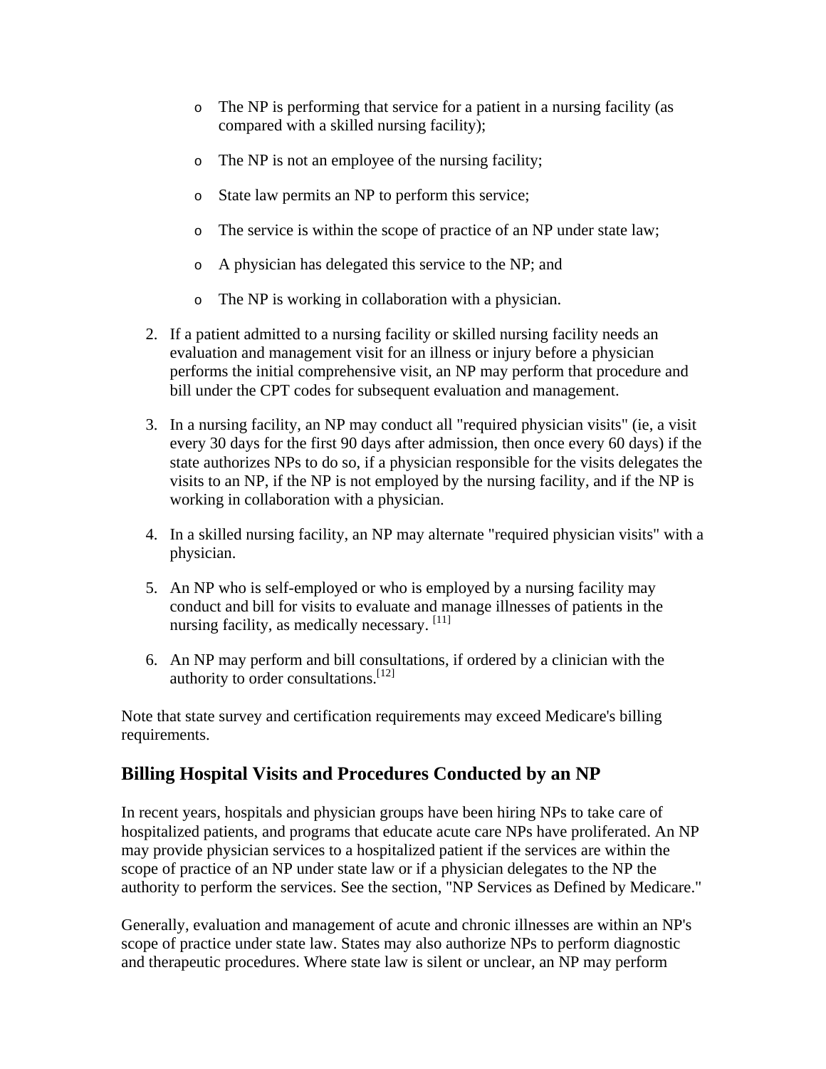- The NP is performing that service for a patient in a nursing facility (as compared with a skilled nursing facility);
    - The NP is not an employee of the nursing facility;
    - State law permits an NP to perform this service;
    - The service is within the scope of practice of an NP under state law;
    - A physician has delegated this service to the NP; and
    - The NP is working in collaboration with a physician.

2. If a patient admitted to a nursing facility or skilled nursing facility needs an evaluation and management visit for an illness or injury before a physician performs the initial comprehensive visit, an NP may perform that procedure and bill under the CPT codes for subsequent evaluation and management.

3. In a nursing facility, an NP may conduct all "required physician visits" (ie, a visit every 30 days for the first 90 days after admission, then once every 60 days) if the state authorizes NPs to do so, if a physician responsible for the visits delegates the visits to an NP, if the NP is not employed by the nursing facility, and if the NP is working in collaboration with a physician.

4. In a skilled nursing facility, an NP may alternate "required physician visits" with a physician.

5. An NP who is self-employed or who is employed by a nursing facility may conduct and bill for visits to evaluate and manage illnesses of patients in the nursing facility, as medically necessary. [11]

6. An NP may perform and bill consultations, if ordered by a clinician with the authority to order consultations.[12]

Note that state survey and certification requirements may exceed Medicare's billing requirements.

## Billing Hospital Visits and Procedures Conducted by an NP

In recent years, hospitals and physician groups have been hiring NPs to take care of hospitalized patients, and programs that educate acute care NPs have proliferated. An NP may provide physician services to a hospitalized patient if the services are within the scope of practice of an NP under state law or if a physician delegates to the NP the authority to perform the services. See the section, "NP Services as Defined by Medicare."

Generally, evaluation and management of acute and chronic illnesses are within an NP's scope of practice under state law. States may also authorize NPs to perform diagnostic and therapeutic procedures. Where state law is silent or unclear, an NP may perform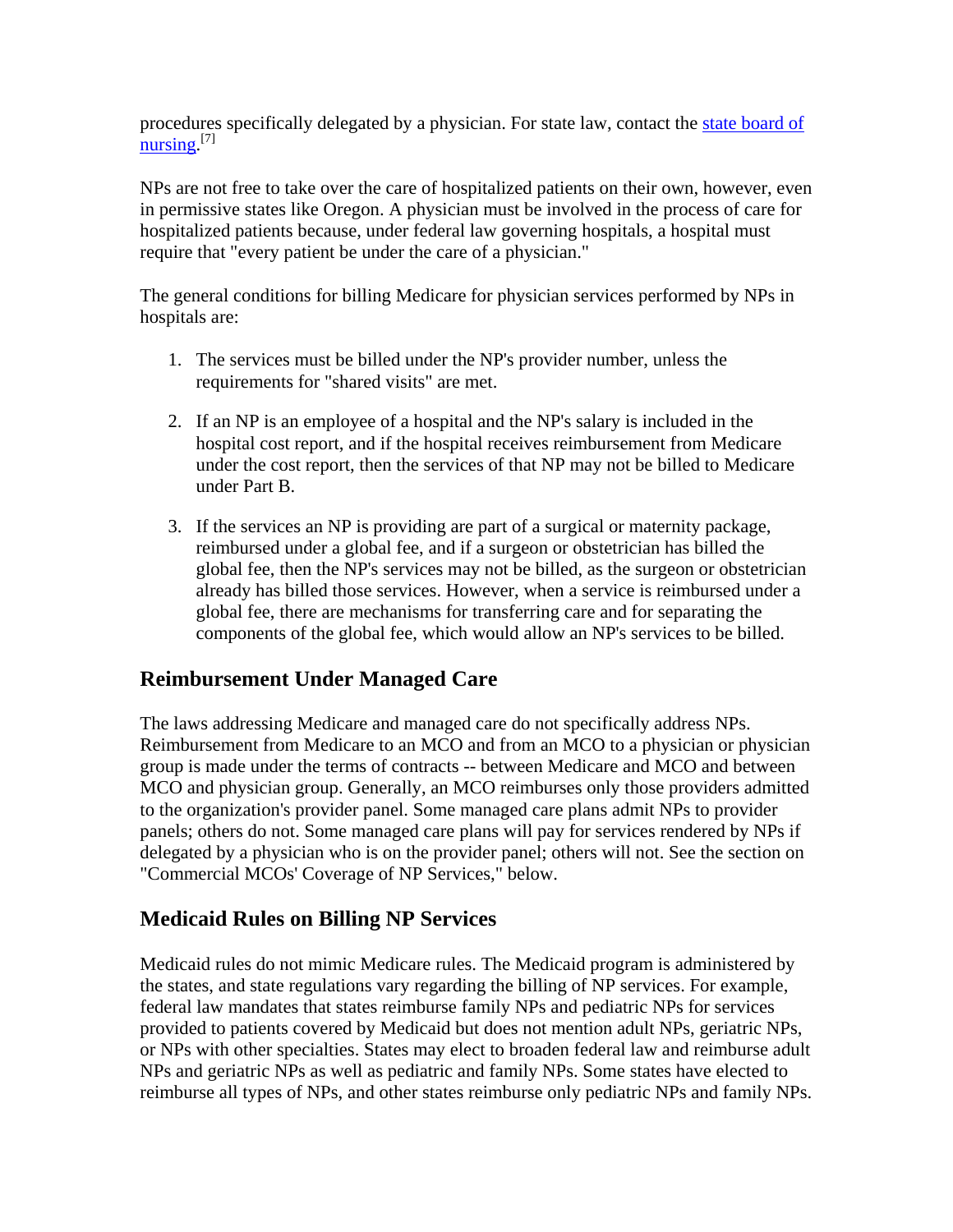procedures specifically delegated by a physician. For state law, contact the state board of nursing.[7]

NPs are not free to take over the care of hospitalized patients on their own, however, even in permissive states like Oregon. A physician must be involved in the process of care for hospitalized patients because, under federal law governing hospitals, a hospital must require that "every patient be under the care of a physician."

The general conditions for billing Medicare for physician services performed by NPs in hospitals are:

1. The services must be billed under the NP's provider number, unless the requirements for "shared visits" are met.
2. If an NP is an employee of a hospital and the NP's salary is included in the hospital cost report, and if the hospital receives reimbursement from Medicare under the cost report, then the services of that NP may not be billed to Medicare under Part B.
3. If the services an NP is providing are part of a surgical or maternity package, reimbursed under a global fee, and if a surgeon or obstetrician has billed the global fee, then the NP's services may not be billed, as the surgeon or obstetrician already has billed those services. However, when a service is reimbursed under a global fee, there are mechanisms for transferring care and for separating the components of the global fee, which would allow an NP's services to be billed.

## Reimbursement Under Managed Care

The laws addressing Medicare and managed care do not specifically address NPs. Reimbursement from Medicare to an MCO and from an MCO to a physician or physician group is made under the terms of contracts -- between Medicare and MCO and between MCO and physician group. Generally, an MCO reimburses only those providers admitted to the organization's provider panel. Some managed care plans admit NPs to provider panels; others do not. Some managed care plans will pay for services rendered by NPs if delegated by a physician who is on the provider panel; others will not. See the section on "Commercial MCOs' Coverage of NP Services," below.

## Medicaid Rules on Billing NP Services

Medicaid rules do not mimic Medicare rules. The Medicaid program is administered by the states, and state regulations vary regarding the billing of NP services. For example, federal law mandates that states reimburse family NPs and pediatric NPs for services provided to patients covered by Medicaid but does not mention adult NPs, geriatric NPs, or NPs with other specialties. States may elect to broaden federal law and reimburse adult NPs and geriatric NPs as well as pediatric and family NPs. Some states have elected to reimburse all types of NPs, and other states reimburse only pediatric NPs and family NPs.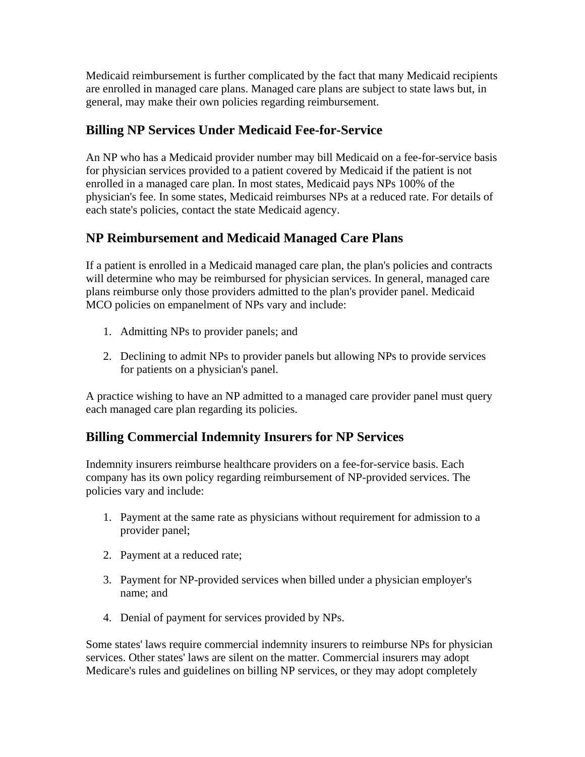Medicaid reimbursement is further complicated by the fact that many Medicaid recipients are enrolled in managed care plans. Managed care plans are subject to state laws but, in general, may make their own policies regarding reimbursement.

## Billing NP Services Under Medicaid Fee-for-Service

An NP who has a Medicaid provider number may bill Medicaid on a fee-for-service basis for physician services provided to a patient covered by Medicaid if the patient is not enrolled in a managed care plan. In most states, Medicaid pays NPs 100% of the physician's fee. In some states, Medicaid reimburses NPs at a reduced rate. For details of each state's policies, contact the state Medicaid agency.

## NP Reimbursement and Medicaid Managed Care Plans

If a patient is enrolled in a Medicaid managed care plan, the plan's policies and contracts will determine who may be reimbursed for physician services. In general, managed care plans reimburse only those providers admitted to the plan's provider panel. Medicaid MCO policies on empanelment of NPs vary and include:

1. Admitting NPs to provider panels; and
2. Declining to admit NPs to provider panels but allowing NPs to provide services for patients on a physician's panel.

A practice wishing to have an NP admitted to a managed care provider panel must query each managed care plan regarding its policies.

## Billing Commercial Indemnity Insurers for NP Services

Indemnity insurers reimburse healthcare providers on a fee-for-service basis. Each company has its own policy regarding reimbursement of NP-provided services. The policies vary and include:

1. Payment at the same rate as physicians without requirement for admission to a provider panel;
2. Payment at a reduced rate;
3. Payment for NP-provided services when billed under a physician employer's name; and
4. Denial of payment for services provided by NPs.

Some states' laws require commercial indemnity insurers to reimburse NPs for physician services. Other states' laws are silent on the matter. Commercial insurers may adopt Medicare's rules and guidelines on billing NP services, or they may adopt completely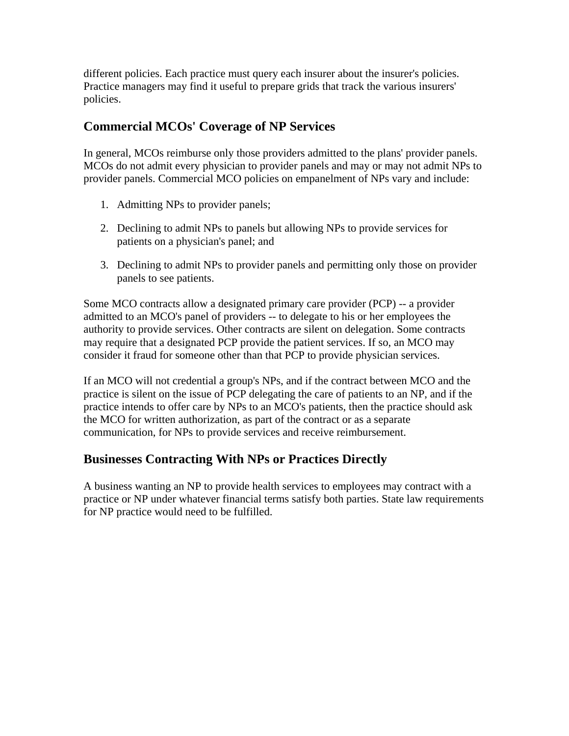different policies. Each practice must query each insurer about the insurer's policies. Practice managers may find it useful to prepare grids that track the various insurers' policies.

## Commercial MCOs' Coverage of NP Services

In general, MCOs reimburse only those providers admitted to the plans' provider panels. MCOs do not admit every physician to provider panels and may or may not admit NPs to provider panels. Commercial MCO policies on empanelment of NPs vary and include:

1. Admitting NPs to provider panels;
2. Declining to admit NPs to panels but allowing NPs to provide services for patients on a physician's panel; and
3. Declining to admit NPs to provider panels and permitting only those on provider panels to see patients.

Some MCO contracts allow a designated primary care provider (PCP) -- a provider admitted to an MCO's panel of providers -- to delegate to his or her employees the authority to provide services. Other contracts are silent on delegation. Some contracts may require that a designated PCP provide the patient services. If so, an MCO may consider it fraud for someone other than that PCP to provide physician services.

If an MCO will not credential a group's NPs, and if the contract between MCO and the practice is silent on the issue of PCP delegating the care of patients to an NP, and if the practice intends to offer care by NPs to an MCO's patients, then the practice should ask the MCO for written authorization, as part of the contract or as a separate communication, for NPs to provide services and receive reimbursement.

## Businesses Contracting With NPs or Practices Directly

A business wanting an NP to provide health services to employees may contract with a practice or NP under whatever financial terms satisfy both parties. State law requirements for NP practice would need to be fulfilled.